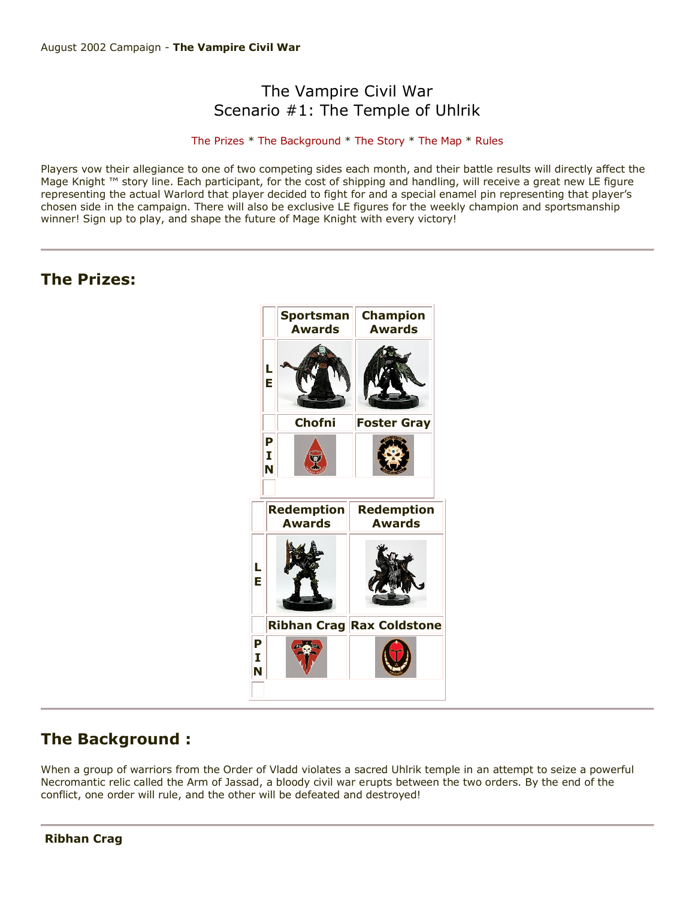August 2002 Campaign - **The Vampire Civil War**

# The Vampire Civil War
# Scenario #1: The Temple of Uhlrik

The Prizes * The Background * The Story * The Map * Rules

Players vow their allegiance to one of two competing sides each month, and their battle results will directly affect the Mage Knight ™ story line. Each participant, for the cost of shipping and handling, will receive a great new LE figure representing the actual Warlord that player decided to fight for and a special enamel pin representing that player's chosen side in the campaign. There will also be exclusive LE figures for the weekly champion and sportsmanship winner! Sign up to play, and shape the future of Mage Knight with every victory!

---

## The Prizes:

| | Sportsman Awards | Champion Awards |
|---|---|---|
| LE | | |
| | Chofni | Foster Gray |
| PIN | | |

| | Redemption Awards | Redemption Awards |
|---|---|---|
| LE | | |
| | Ribhan Crag | Rax Coldstone |
| PIN | | |

---

## The Background :

When a group of warriors from the Order of Vladd violates a sacred Uhlrik temple in an attempt to seize a powerful Necromantic relic called the Arm of Jassad, a bloody civil war erupts between the two orders. By the end of the conflict, one order will rule, and the other will be defeated and destroyed!

---

**Ribhan Crag**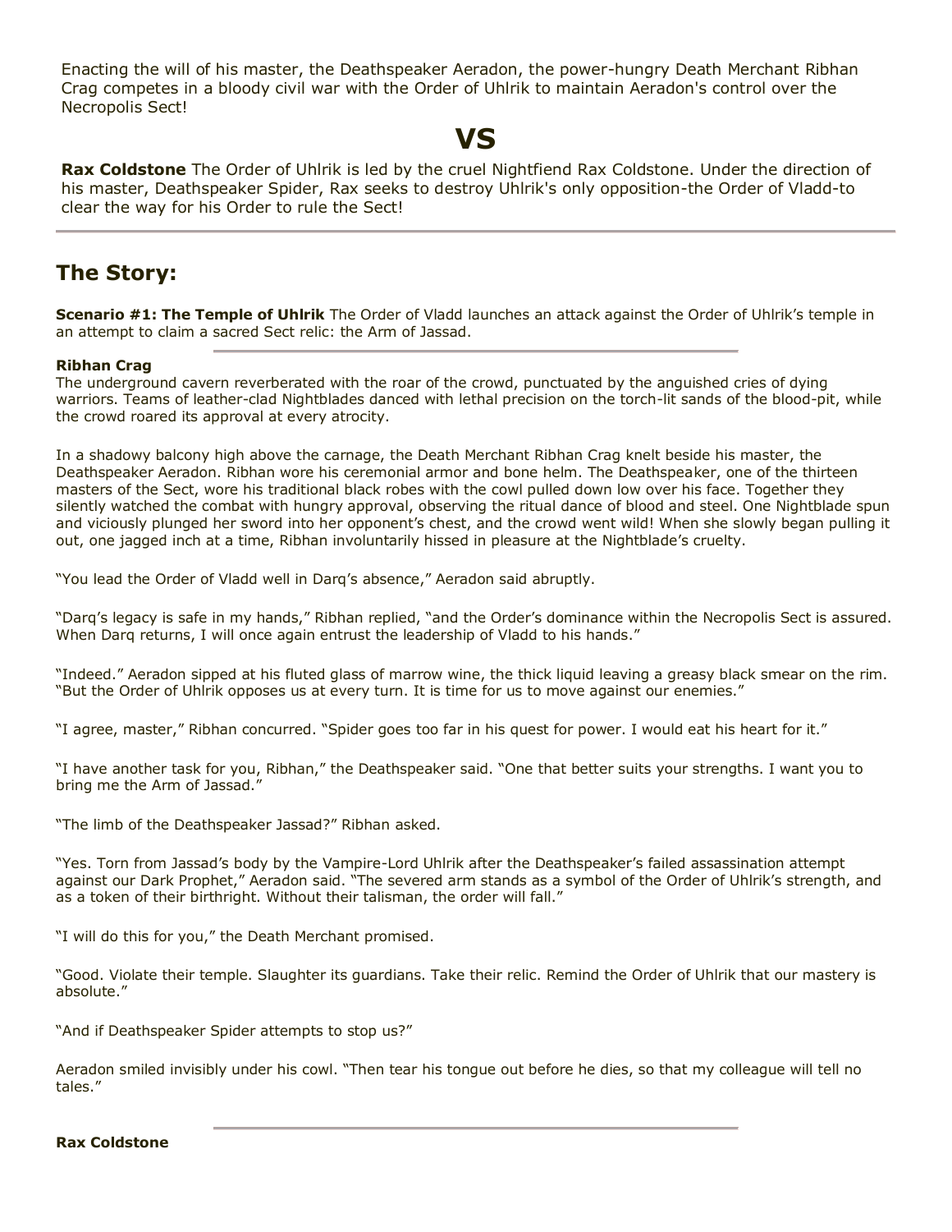Enacting the will of his master, the Deathspeaker Aeradon, the power-hungry Death Merchant Ribhan Crag competes in a bloody civil war with the Order of Uhlrik to maintain Aeradon's control over the Necropolis Sect!

# VS

**Rax Coldstone** The Order of Uhlrik is led by the cruel Nightfiend Rax Coldstone. Under the direction of his master, Deathspeaker Spider, Rax seeks to destroy Uhlrik's only opposition-the Order of Vladd-to clear the way for his Order to rule the Sect!

---

## The Story:

**Scenario #1: The Temple of Uhlrik** The Order of Vladd launches an attack against the Order of Uhlrik's temple in an attempt to claim a sacred Sect relic: the Arm of Jassad.

---

**Ribhan Crag**

The underground cavern reverberated with the roar of the crowd, punctuated by the anguished cries of dying warriors. Teams of leather-clad Nightblades danced with lethal precision on the torch-lit sands of the blood-pit, while the crowd roared its approval at every atrocity.

In a shadowy balcony high above the carnage, the Death Merchant Ribhan Crag knelt beside his master, the Deathspeaker Aeradon. Ribhan wore his ceremonial armor and bone helm. The Deathspeaker, one of the thirteen masters of the Sect, wore his traditional black robes with the cowl pulled down low over his face. Together they silently watched the combat with hungry approval, observing the ritual dance of blood and steel. One Nightblade spun and viciously plunged her sword into her opponent's chest, and the crowd went wild! When she slowly began pulling it out, one jagged inch at a time, Ribhan involuntarily hissed in pleasure at the Nightblade's cruelty.

"You lead the Order of Vladd well in Darq's absence," Aeradon said abruptly.

"Darq's legacy is safe in my hands," Ribhan replied, "and the Order's dominance within the Necropolis Sect is assured. When Darq returns, I will once again entrust the leadership of Vladd to his hands."

"Indeed." Aeradon sipped at his fluted glass of marrow wine, the thick liquid leaving a greasy black smear on the rim. "But the Order of Uhlrik opposes us at every turn. It is time for us to move against our enemies."

"I agree, master," Ribhan concurred. "Spider goes too far in his quest for power. I would eat his heart for it."

"I have another task for you, Ribhan," the Deathspeaker said. "One that better suits your strengths. I want you to bring me the Arm of Jassad."

"The limb of the Deathspeaker Jassad?" Ribhan asked.

"Yes. Torn from Jassad's body by the Vampire-Lord Uhlrik after the Deathspeaker's failed assassination attempt against our Dark Prophet," Aeradon said. "The severed arm stands as a symbol of the Order of Uhlrik's strength, and as a token of their birthright. Without their talisman, the order will fall."

"I will do this for you," the Death Merchant promised.

"Good. Violate their temple. Slaughter its guardians. Take their relic. Remind the Order of Uhlrik that our mastery is absolute."

"And if Deathspeaker Spider attempts to stop us?"

Aeradon smiled invisibly under his cowl. "Then tear his tongue out before he dies, so that my colleague will tell no tales."

---

**Rax Coldstone**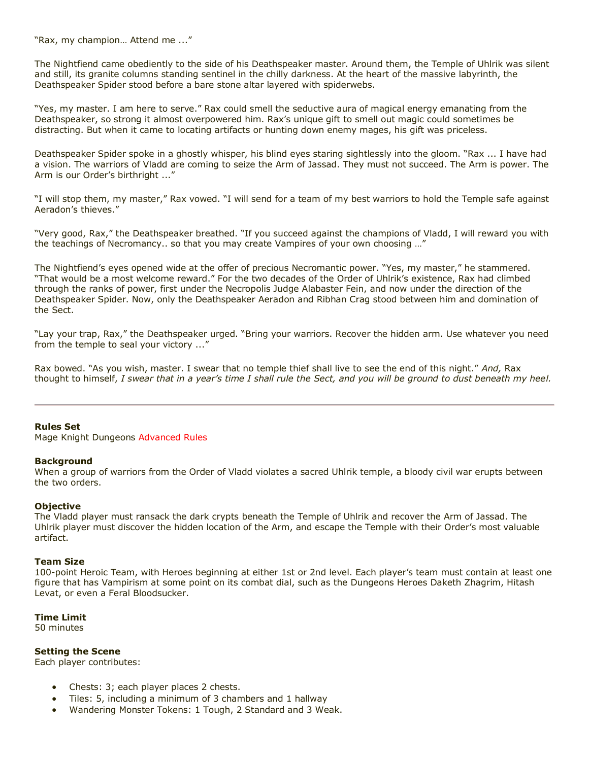"Rax, my champion… Attend me ..."

The Nightfiend came obediently to the side of his Deathspeaker master. Around them, the Temple of Uhlrik was silent and still, its granite columns standing sentinel in the chilly darkness. At the heart of the massive labyrinth, the Deathspeaker Spider stood before a bare stone altar layered with spiderwebs.

"Yes, my master. I am here to serve." Rax could smell the seductive aura of magical energy emanating from the Deathspeaker, so strong it almost overpowered him. Rax's unique gift to smell out magic could sometimes be distracting. But when it came to locating artifacts or hunting down enemy mages, his gift was priceless.

Deathspeaker Spider spoke in a ghostly whisper, his blind eyes staring sightlessly into the gloom. "Rax ... I have had a vision. The warriors of Vladd are coming to seize the Arm of Jassad. They must not succeed. The Arm is power. The Arm is our Order's birthright ..."

"I will stop them, my master," Rax vowed. "I will send for a team of my best warriors to hold the Temple safe against Aeradon's thieves."

"Very good, Rax," the Deathspeaker breathed. "If you succeed against the champions of Vladd, I will reward you with the teachings of Necromancy.. so that you may create Vampires of your own choosing …"

The Nightfiend's eyes opened wide at the offer of precious Necromantic power. "Yes, my master," he stammered. "That would be a most welcome reward." For the two decades of the Order of Uhlrik's existence, Rax had climbed through the ranks of power, first under the Necropolis Judge Alabaster Fein, and now under the direction of the Deathspeaker Spider. Now, only the Deathspeaker Aeradon and Ribhan Crag stood between him and domination of the Sect.

"Lay your trap, Rax," the Deathspeaker urged. "Bring your warriors. Recover the hidden arm. Use whatever you need from the temple to seal your victory ..."

Rax bowed. "As you wish, master. I swear that no temple thief shall live to see the end of this night." *And,* Rax thought to himself, *I swear that in a year's time I shall rule the Sect, and you will be ground to dust beneath my heel.*

---

**Rules Set**
Mage Knight Dungeons Advanced Rules

**Background**
When a group of warriors from the Order of Vladd violates a sacred Uhlrik temple, a bloody civil war erupts between the two orders.

**Objective**
The Vladd player must ransack the dark crypts beneath the Temple of Uhlrik and recover the Arm of Jassad. The Uhlrik player must discover the hidden location of the Arm, and escape the Temple with their Order's most valuable artifact.

**Team Size**
100-point Heroic Team, with Heroes beginning at either 1st or 2nd level. Each player's team must contain at least one figure that has Vampirism at some point on its combat dial, such as the Dungeons Heroes Daketh Zhagrim, Hitash Levat, or even a Feral Bloodsucker.

**Time Limit**
50 minutes

**Setting the Scene**
Each player contributes:

- Chests: 3; each player places 2 chests.
- Tiles: 5, including a minimum of 3 chambers and 1 hallway
- Wandering Monster Tokens: 1 Tough, 2 Standard and 3 Weak.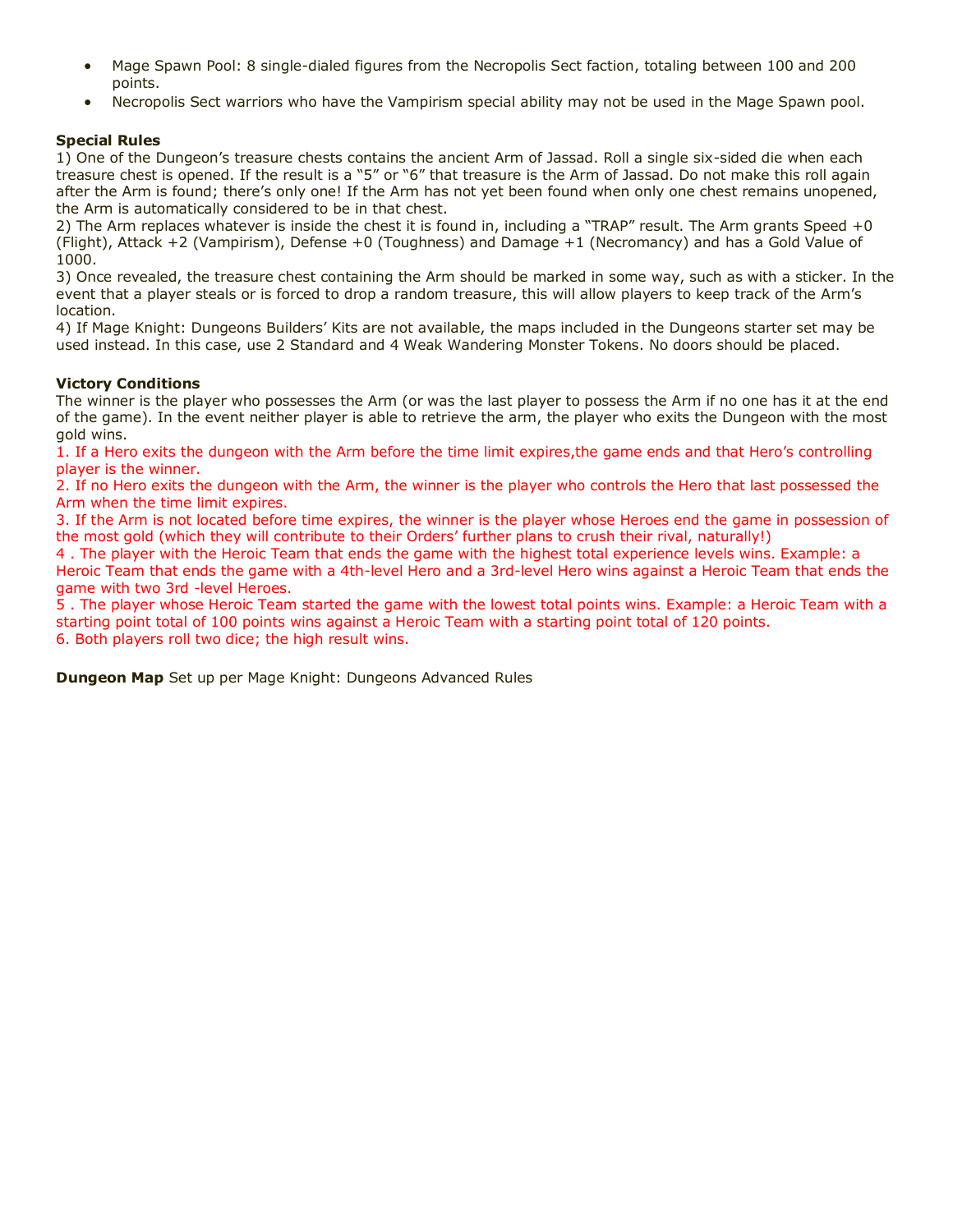- Mage Spawn Pool: 8 single-dialed figures from the Necropolis Sect faction, totaling between 100 and 200 points.
- Necropolis Sect warriors who have the Vampirism special ability may not be used in the Mage Spawn pool.

**Special Rules**

1) One of the Dungeon's treasure chests contains the ancient Arm of Jassad. Roll a single six-sided die when each treasure chest is opened. If the result is a "5" or "6" that treasure is the Arm of Jassad. Do not make this roll again after the Arm is found; there's only one! If the Arm has not yet been found when only one chest remains unopened, the Arm is automatically considered to be in that chest.

2) The Arm replaces whatever is inside the chest it is found in, including a "TRAP" result. The Arm grants Speed +0 (Flight), Attack +2 (Vampirism), Defense +0 (Toughness) and Damage +1 (Necromancy) and has a Gold Value of 1000.

3) Once revealed, the treasure chest containing the Arm should be marked in some way, such as with a sticker. In the event that a player steals or is forced to drop a random treasure, this will allow players to keep track of the Arm's location.

4) If Mage Knight: Dungeons Builders' Kits are not available, the maps included in the Dungeons starter set may be used instead. In this case, use 2 Standard and 4 Weak Wandering Monster Tokens. No doors should be placed.

**Victory Conditions**

The winner is the player who possesses the Arm (or was the last player to possess the Arm if no one has it at the end of the game). In the event neither player is able to retrieve the arm, the player who exits the Dungeon with the most gold wins.

1. If a Hero exits the dungeon with the Arm before the time limit expires,the game ends and that Hero's controlling player is the winner.
2. If no Hero exits the dungeon with the Arm, the winner is the player who controls the Hero that last possessed the Arm when the time limit expires.
3. If the Arm is not located before time expires, the winner is the player whose Heroes end the game in possession of the most gold (which they will contribute to their Orders' further plans to crush their rival, naturally!)
4. The player with the Heroic Team that ends the game with the highest total experience levels wins. Example: a Heroic Team that ends the game with a 4th-level Hero and a 3rd-level Hero wins against a Heroic Team that ends the game with two 3rd -level Heroes.
5. The player whose Heroic Team started the game with the lowest total points wins. Example: a Heroic Team with a starting point total of 100 points wins against a Heroic Team with a starting point total of 120 points.
6. Both players roll two dice; the high result wins.

**Dungeon Map** Set up per Mage Knight: Dungeons Advanced Rules